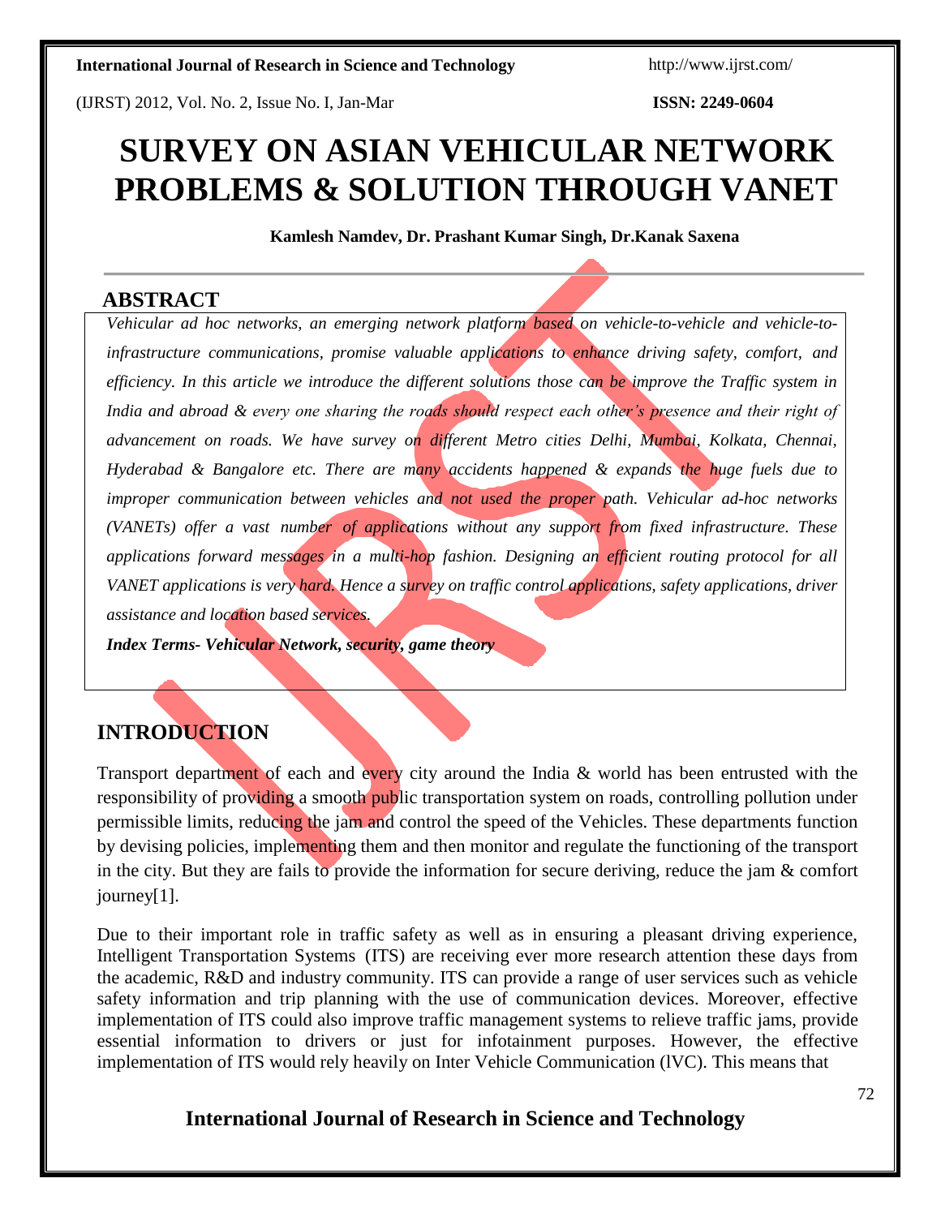# SURVEY ON ASIAN VEHICULAR NETWORK PROBLEMS & SOLUTION THROUGH VANET

**Kamlesh Namdev, Dr. Prashant Kumar Singh, Dr.Kanak Saxena**

## ABSTRACT

*Vehicular ad hoc networks, an emerging network platform based on vehicle-to-vehicle and vehicle-to-infrastructure communications, promise valuable applications to enhance driving safety, comfort, and efficiency. In this article we introduce the different solutions those can be improve the Traffic system in India and abroad & every one sharing the roads should respect each other's presence and their right of advancement on roads. We have survey on different Metro cities Delhi, Mumbai, Kolkata, Chennai, Hyderabad & Bangalore etc. There are many accidents happened & expands the huge fuels due to improper communication between vehicles and not used the proper path. Vehicular ad-hoc networks (VANETs) offer a vast number of applications without any support from fixed infrastructure. These applications forward messages in a multi-hop fashion. Designing an efficient routing protocol for all VANET applications is very hard. Hence a survey on traffic control applications, safety applications, driver assistance and location based services.*

***Index Terms- Vehicular Network, security, game theory***

## INTRODUCTION

Transport department of each and every city around the India & world has been entrusted with the responsibility of providing a smooth public transportation system on roads, controlling pollution under permissible limits, reducing the jam and control the speed of the Vehicles. These departments function by devising policies, implementing them and then monitor and regulate the functioning of the transport in the city. But they are fails to provide the information for secure deriving, reduce the jam & comfort journey[1].

Due to their important role in traffic safety as well as in ensuring a pleasant driving experience, Intelligent Transportation Systems (ITS) are receiving ever more research attention these days from the academic, R&D and industry community. ITS can provide a range of user services such as vehicle safety information and trip planning with the use of communication devices. Moreover, effective implementation of ITS could also improve traffic management systems to relieve traffic jams, provide essential information to drivers or just for infotainment purposes. However, the effective implementation of ITS would rely heavily on Inter Vehicle Communication (lVC). This means that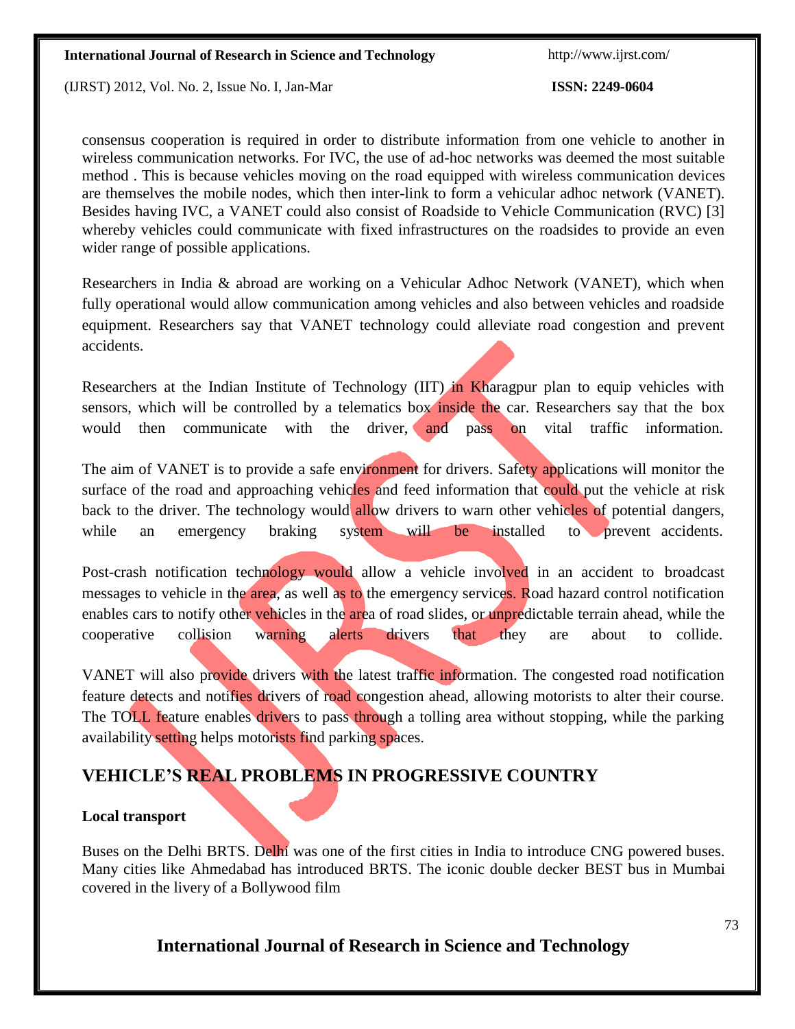consensus cooperation is required in order to distribute information from one vehicle to another in wireless communication networks. For IVC, the use of ad-hoc networks was deemed the most suitable method . This is because vehicles moving on the road equipped with wireless communication devices are themselves the mobile nodes, which then inter-link to form a vehicular adhoc network (VANET). Besides having IVC, a VANET could also consist of Roadside to Vehicle Communication (RVC) [3] whereby vehicles could communicate with fixed infrastructures on the roadsides to provide an even wider range of possible applications.

Researchers in India & abroad are working on a Vehicular Adhoc Network (VANET), which when fully operational would allow communication among vehicles and also between vehicles and roadside equipment. Researchers say that VANET technology could alleviate road congestion and prevent accidents.

Researchers at the Indian Institute of Technology (IIT) in Kharagpur plan to equip vehicles with sensors, which will be controlled by a telematics box inside the car. Researchers say that the box would then communicate with the driver, and pass on vital traffic information.

The aim of VANET is to provide a safe environment for drivers. Safety applications will monitor the surface of the road and approaching vehicles and feed information that could put the vehicle at risk back to the driver. The technology would allow drivers to warn other vehicles of potential dangers, while an emergency braking system will be installed to prevent accidents.

Post-crash notification technology would allow a vehicle involved in an accident to broadcast messages to vehicle in the area, as well as to the emergency services. Road hazard control notification enables cars to notify other vehicles in the area of road slides, or unpredictable terrain ahead, while the cooperative collision warning alerts drivers that they are about to collide.

VANET will also provide drivers with the latest traffic information. The congested road notification feature detects and notifies drivers of road congestion ahead, allowing motorists to alter their course. The TOLL feature enables drivers to pass through a tolling area without stopping, while the parking availability setting helps motorists find parking spaces.

## VEHICLE'S REAL PROBLEMS IN PROGRESSIVE COUNTRY

**Local transport**

Buses on the Delhi BRTS. Delhi was one of the first cities in India to introduce CNG powered buses. Many cities like Ahmedabad has introduced BRTS. The iconic double decker BEST bus in Mumbai covered in the livery of a Bollywood film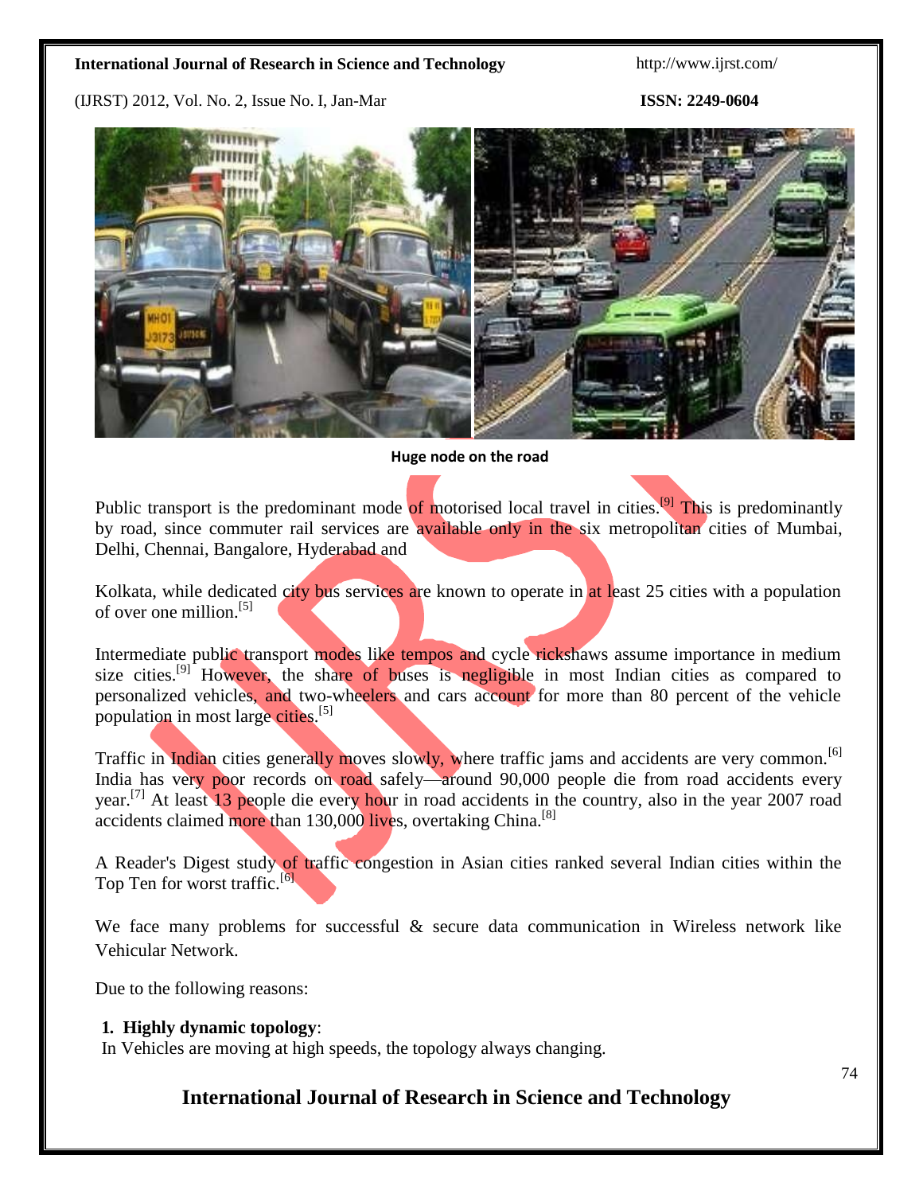Huge node on the road

Public transport is the predominant mode of motorised local travel in cities.[9] This is predominantly by road, since commuter rail services are available only in the six metropolitan cities of Mumbai, Delhi, Chennai, Bangalore, Hyderabad and

Kolkata, while dedicated city bus services are known to operate in at least 25 cities with a population of over one million.[5]

Intermediate public transport modes like tempos and cycle rickshaws assume importance in medium size cities.[9] However, the share of buses is negligible in most Indian cities as compared to personalized vehicles, and two-wheelers and cars account for more than 80 percent of the vehicle population in most large cities.[5]

Traffic in Indian cities generally moves slowly, where traffic jams and accidents are very common.[6] India has very poor records on road safely—around 90,000 people die from road accidents every year.[7] At least 13 people die every hour in road accidents in the country, also in the year 2007 road accidents claimed more than 130,000 lives, overtaking China.[8]

A Reader's Digest study of traffic congestion in Asian cities ranked several Indian cities within the Top Ten for worst traffic.[6]

We face many problems for successful & secure data communication in Wireless network like Vehicular Network.

Due to the following reasons:

**1. Highly dynamic topology**:
In Vehicles are moving at high speeds, the topology always changing.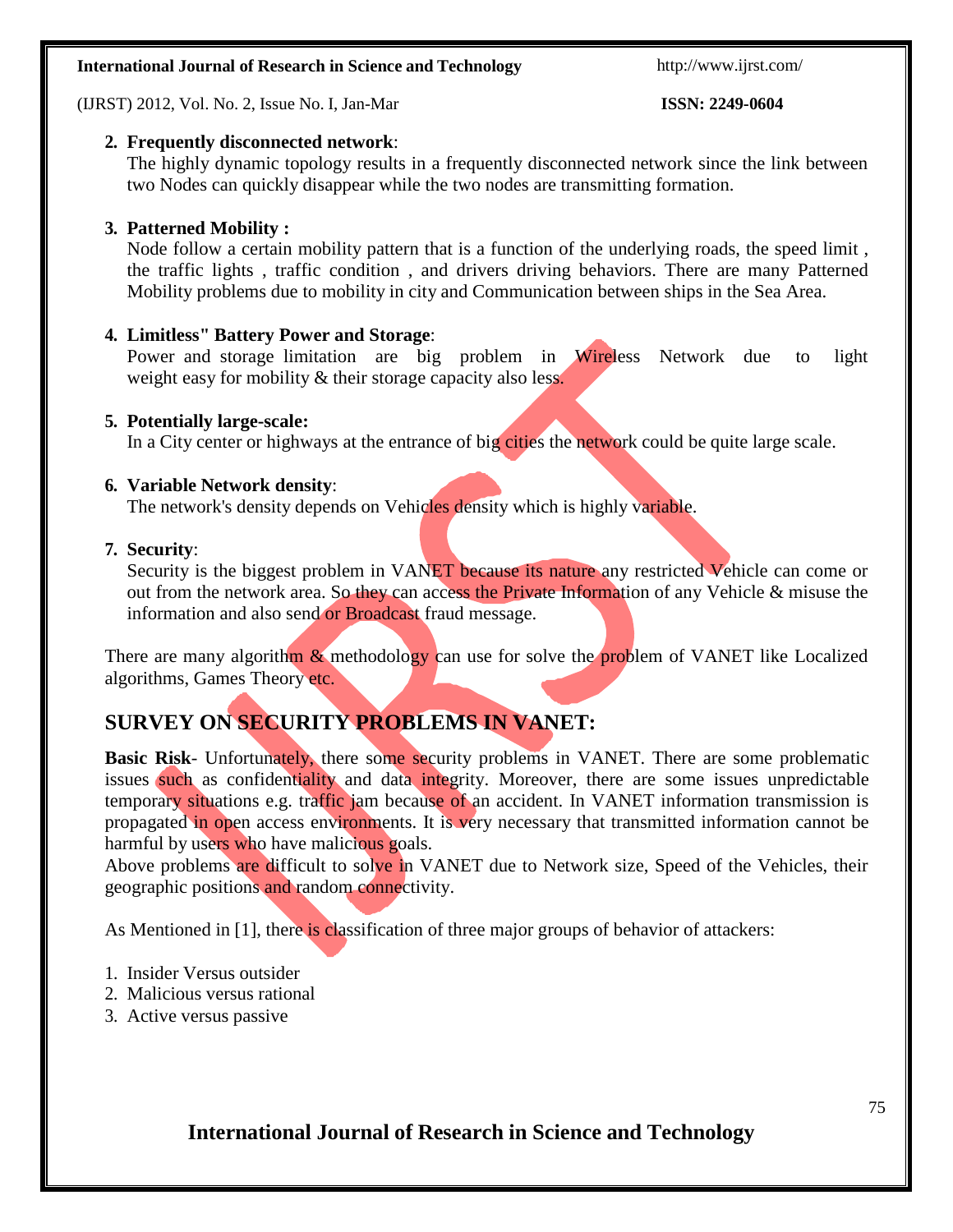2. **Frequently disconnected network**:
   The highly dynamic topology results in a frequently disconnected network since the link between two Nodes can quickly disappear while the two nodes are transmitting formation.

3. **Patterned Mobility :**
   Node follow a certain mobility pattern that is a function of the underlying roads, the speed limit , the traffic lights , traffic condition , and drivers driving behaviors. There are many Patterned Mobility problems due to mobility in city and Communication between ships in the Sea Area.

4. **Limitless" Battery Power and Storage**:
   Power and storage limitation are big problem in Wireless Network due to light weight easy for mobility & their storage capacity also less.

5. **Potentially large-scale:**
   In a City center or highways at the entrance of big cities the network could be quite large scale.

6. **Variable Network density**:
   The network's density depends on Vehicles density which is highly variable.

7. **Security**:
   Security is the biggest problem in VANET because its nature any restricted Vehicle can come or out from the network area. So they can access the Private Information of any Vehicle & misuse the information and also send or Broadcast fraud message.

There are many algorithm & methodology can use for solve the problem of VANET like Localized algorithms, Games Theory etc.

## SURVEY ON SECURITY PROBLEMS IN VANET:

**Basic Risk**- Unfortunately, there some security problems in VANET. There are some problematic issues such as confidentiality and data integrity. Moreover, there are some issues unpredictable temporary situations e.g. traffic jam because of an accident. In VANET information transmission is propagated in open access environments. It is very necessary that transmitted information cannot be harmful by users who have malicious goals.
Above problems are difficult to solve in VANET due to Network size, Speed of the Vehicles, their geographic positions and random connectivity.

As Mentioned in [1], there is classification of three major groups of behavior of attackers:

1. Insider Versus outsider
2. Malicious versus rational
3. Active versus passive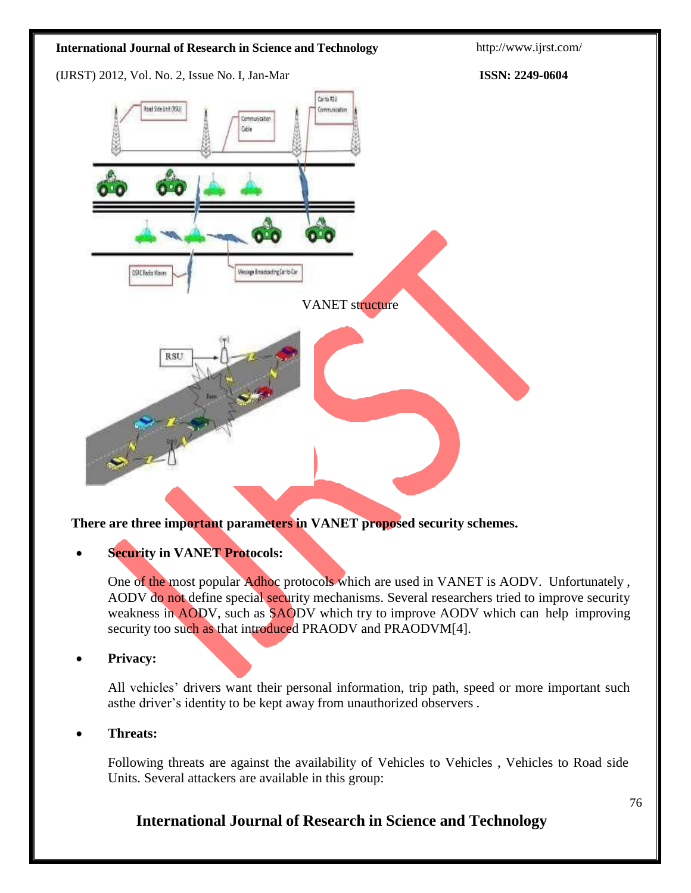VANET structure

**There are three important parameters in VANET proposed security schemes.**

- **Security in VANET Protocols:**

  One of the most popular Adhoc protocols which are used in VANET is AODV. Unfortunately , AODV do not define special security mechanisms. Several researchers tried to improve security weakness in AODV, such as SAODV which try to improve AODV which can help improving security too such as that introduced PRAODV and PRAODVM[4].

- **Privacy:**

  All vehicles' drivers want their personal information, trip path, speed or more important such asthe driver's identity to be kept away from unauthorized observers .

- **Threats:**

  Following threats are against the availability of Vehicles to Vehicles , Vehicles to Road side Units. Several attackers are available in this group: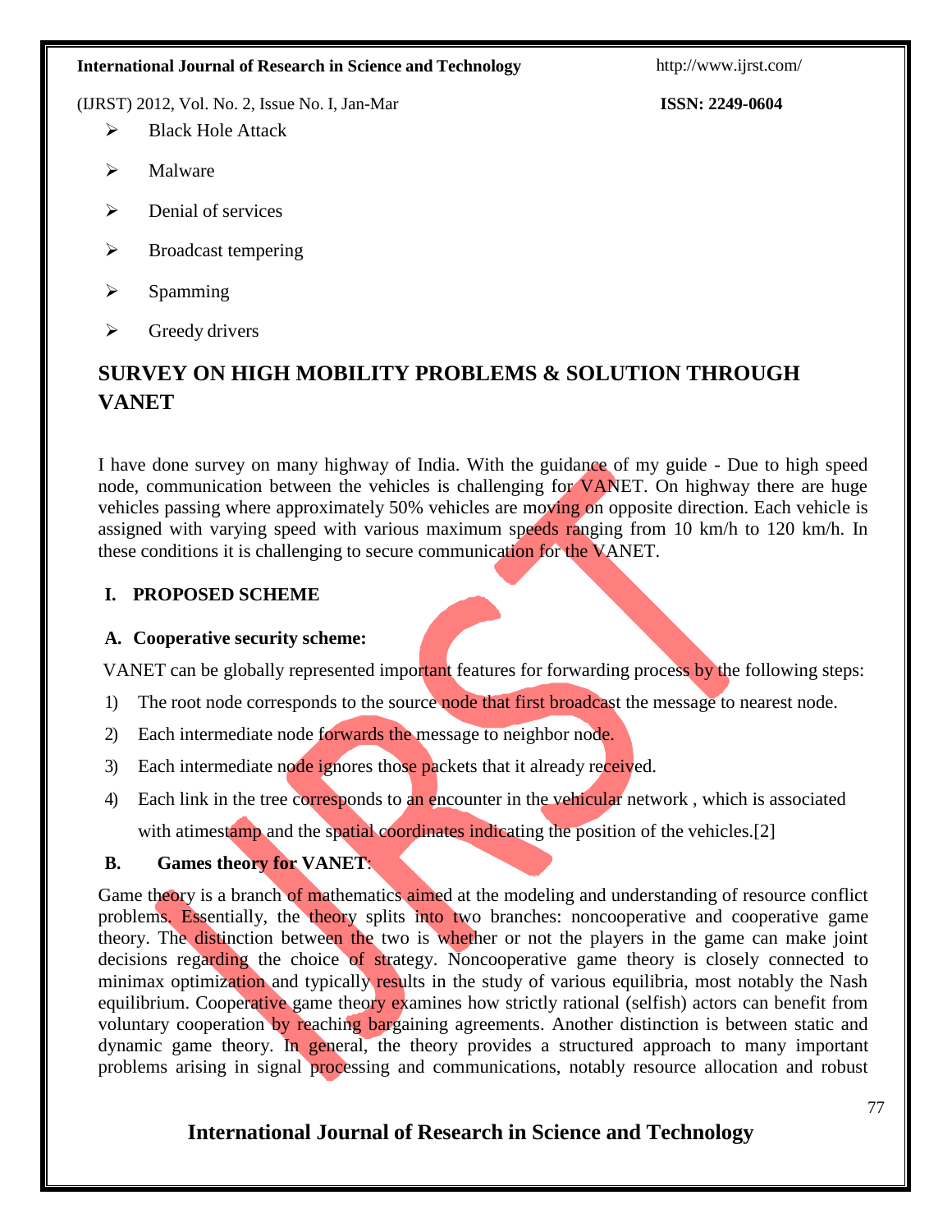- Black Hole Attack
- Malware
- Denial of services
- Broadcast tempering
- Spamming
- Greedy drivers

## SURVEY ON HIGH MOBILITY PROBLEMS & SOLUTION THROUGH VANET

I have done survey on many highway of India. With the guidance of my guide - Due to high speed node, communication between the vehicles is challenging for VANET. On highway there are huge vehicles passing where approximately 50% vehicles are moving on opposite direction. Each vehicle is assigned with varying speed with various maximum speeds ranging from 10 km/h to 120 km/h. In these conditions it is challenging to secure communication for the VANET.

### I. PROPOSED SCHEME

#### A. Cooperative security scheme:

VANET can be globally represented important features for forwarding process by the following steps:

1) The root node corresponds to the source node that first broadcast the message to nearest node.
2) Each intermediate node forwards the message to neighbor node.
3) Each intermediate node ignores those packets that it already received.
4) Each link in the tree corresponds to an encounter in the vehicular network , which is associated with atimestamp and the spatial coordinates indicating the position of the vehicles.[2]

#### B. Games theory for VANET:

Game theory is a branch of mathematics aimed at the modeling and understanding of resource conflict problems. Essentially, the theory splits into two branches: noncooperative and cooperative game theory. The distinction between the two is whether or not the players in the game can make joint decisions regarding the choice of strategy. Noncooperative game theory is closely connected to minimax optimization and typically results in the study of various equilibria, most notably the Nash equilibrium. Cooperative game theory examines how strictly rational (selfish) actors can benefit from voluntary cooperation by reaching bargaining agreements. Another distinction is between static and dynamic game theory. In general, the theory provides a structured approach to many important problems arising in signal processing and communications, notably resource allocation and robust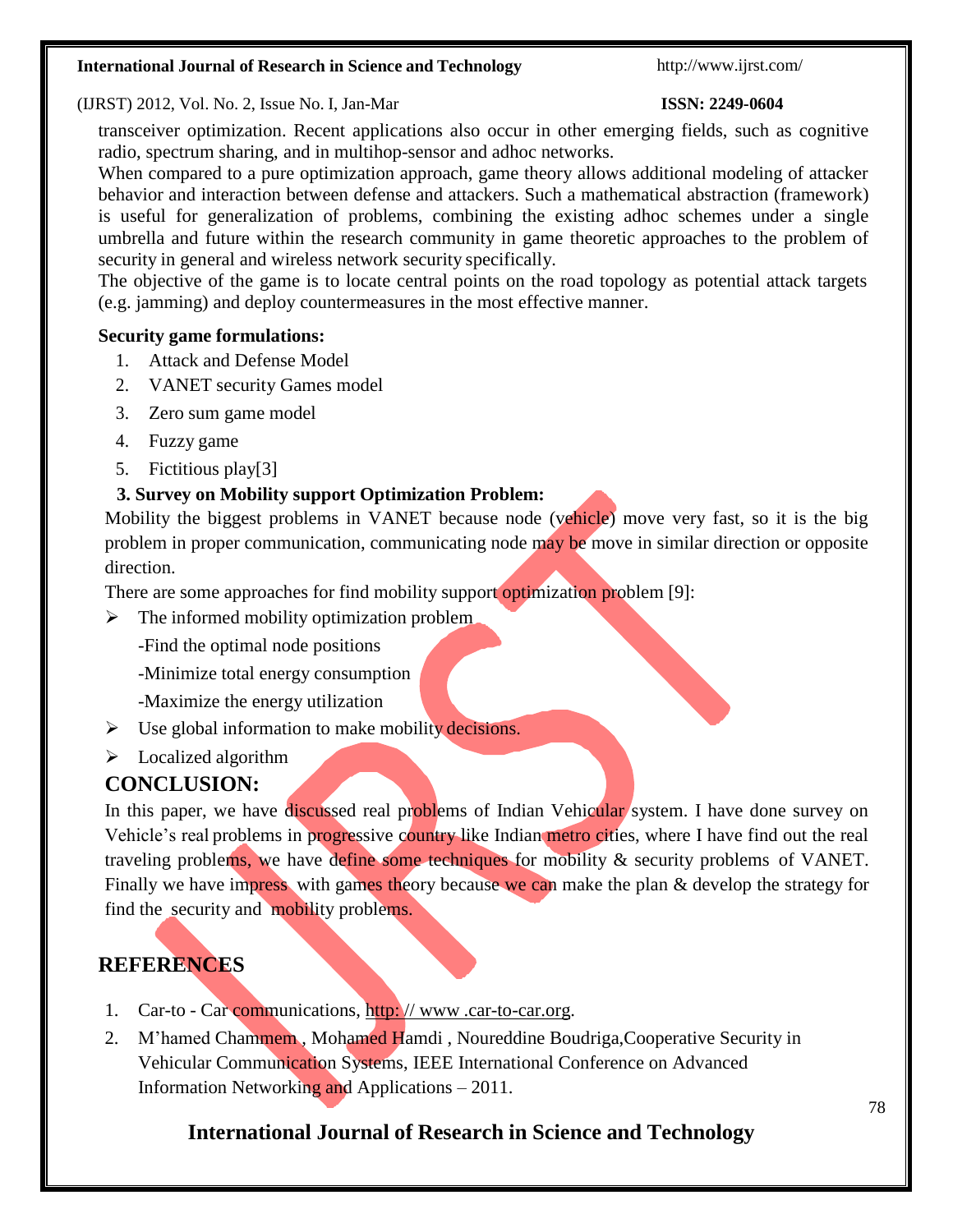transceiver optimization. Recent applications also occur in other emerging fields, such as cognitive radio, spectrum sharing, and in multihop-sensor and adhoc networks.

When compared to a pure optimization approach, game theory allows additional modeling of attacker behavior and interaction between defense and attackers. Such a mathematical abstraction (framework) is useful for generalization of problems, combining the existing adhoc schemes under a single umbrella and future within the research community in game theoretic approaches to the problem of security in general and wireless network security specifically.

The objective of the game is to locate central points on the road topology as potential attack targets (e.g. jamming) and deploy countermeasures in the most effective manner.

**Security game formulations:**

1. Attack and Defense Model
2. VANET security Games model
3. Zero sum game model
4. Fuzzy game
5. Fictitious play[3]

**3. Survey on Mobility support Optimization Problem:**

Mobility the biggest problems in VANET because node (vehicle) move very fast, so it is the big problem in proper communication, communicating node may be move in similar direction or opposite direction.

There are some approaches for find mobility support optimization problem [9]:

- The informed mobility optimization problem
  - -Find the optimal node positions
  - -Minimize total energy consumption
  - -Maximize the energy utilization
- Use global information to make mobility decisions.
- Localized algorithm

## CONCLUSION:

In this paper, we have discussed real problems of Indian Vehicular system. I have done survey on Vehicle's real problems in progressive country like Indian metro cities, where I have find out the real traveling problems, we have define some techniques for mobility & security problems of VANET. Finally we have impress with games theory because we can make the plan & develop the strategy for find the security and mobility problems.

## REFERENCES

1. Car-to - Car communications, http: // www .car-to-car.org.
2. M'hamed Chammem , Mohamed Hamdi , Noureddine Boudriga,Cooperative Security in Vehicular Communication Systems, IEEE International Conference on Advanced Information Networking and Applications – 2011.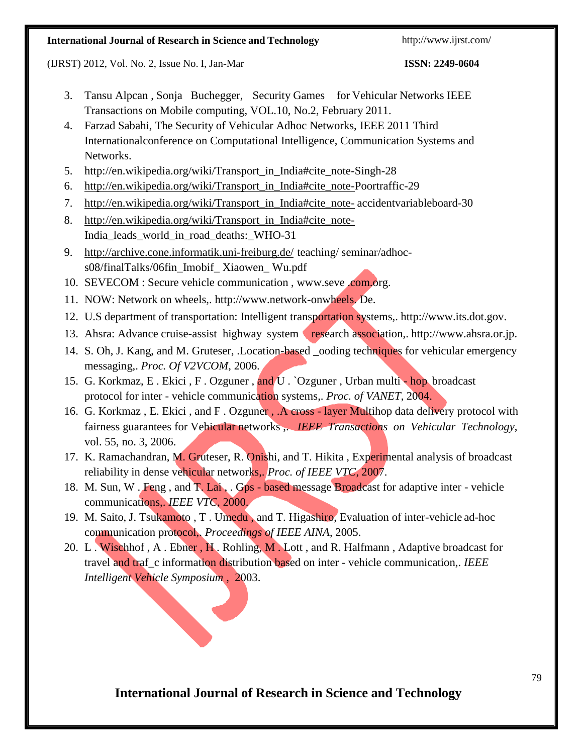3. Tansu Alpcan , Sonja Buchegger, Security Games for Vehicular Networks IEEE Transactions on Mobile computing, VOL.10, No.2, February 2011.
4. Farzad Sabahi, The Security of Vehicular Adhoc Networks, IEEE 2011 Third Internationalconference on Computational Intelligence, Communication Systems and Networks.
5. http://en.wikipedia.org/wiki/Transport_in_India#cite_note-Singh-28
6. http://en.wikipedia.org/wiki/Transport_in_India#cite_note-Poortraffic-29
7. http://en.wikipedia.org/wiki/Transport_in_India#cite_note- accidentvariableboard-30
8. http://en.wikipedia.org/wiki/Transport_in_India#cite_note-India_leads_world_in_road_deaths:_WHO-31
9. http://archive.cone.informatik.uni-freiburg.de/ teaching/ seminar/adhoc-s08/finalTalks/06fin_Imobif_ Xiaowen_ Wu.pdf
10. SEVECOM : Secure vehicle communication , www.seve .com.org.
11. NOW: Network on wheels,. http://www.network-onwheels. De.
12. U.S department of transportation: Intelligent transportation systems,. http://www.its.dot.gov.
13. Ahsra: Advance cruise-assist highway system research association,. http://www.ahsra.or.jp.
14. S. Oh, J. Kang, and M. Gruteser, .Location-based _ooding techniques for vehicular emergency messaging,. *Proc. Of V2VCOM*, 2006.
15. G. Korkmaz, E . Ekici , F . Ozguner , and U . `Ozguner , Urban multi - hop broadcast protocol for inter - vehicle communication systems,. *Proc. of VANET*, 2004.
16. G. Korkmaz , E. Ekici , and F . Ozguner , .A cross - layer Multihop data delivery protocol with fairness guarantees for Vehicular networks ,. *IEEE Transactions on Vehicular Technology*, vol. 55, no. 3, 2006.
17. K. Ramachandran, M. Gruteser, R. Onishi, and T. Hikita , Experimental analysis of broadcast reliability in dense vehicular networks,. *Proc. of IEEE VTC*, 2007.
18. M. Sun, W . Feng , and T. Lai , . Gps - based message Broadcast for adaptive inter - vehicle communications,. *IEEE VTC*, 2000.
19. M. Saito, J. Tsukamoto , T . Umedu , and T. Higashiro, Evaluation of inter-vehicle ad-hoc communication protocol,. *Proceedings of IEEE AINA*, 2005.
20. L . Wischhof , A . Ebner , H . Rohling, M . Lott , and R. Halfmann , Adaptive broadcast for travel and traf_c information distribution based on inter - vehicle communication,. *IEEE Intelligent Vehicle Symposium* , 2003.